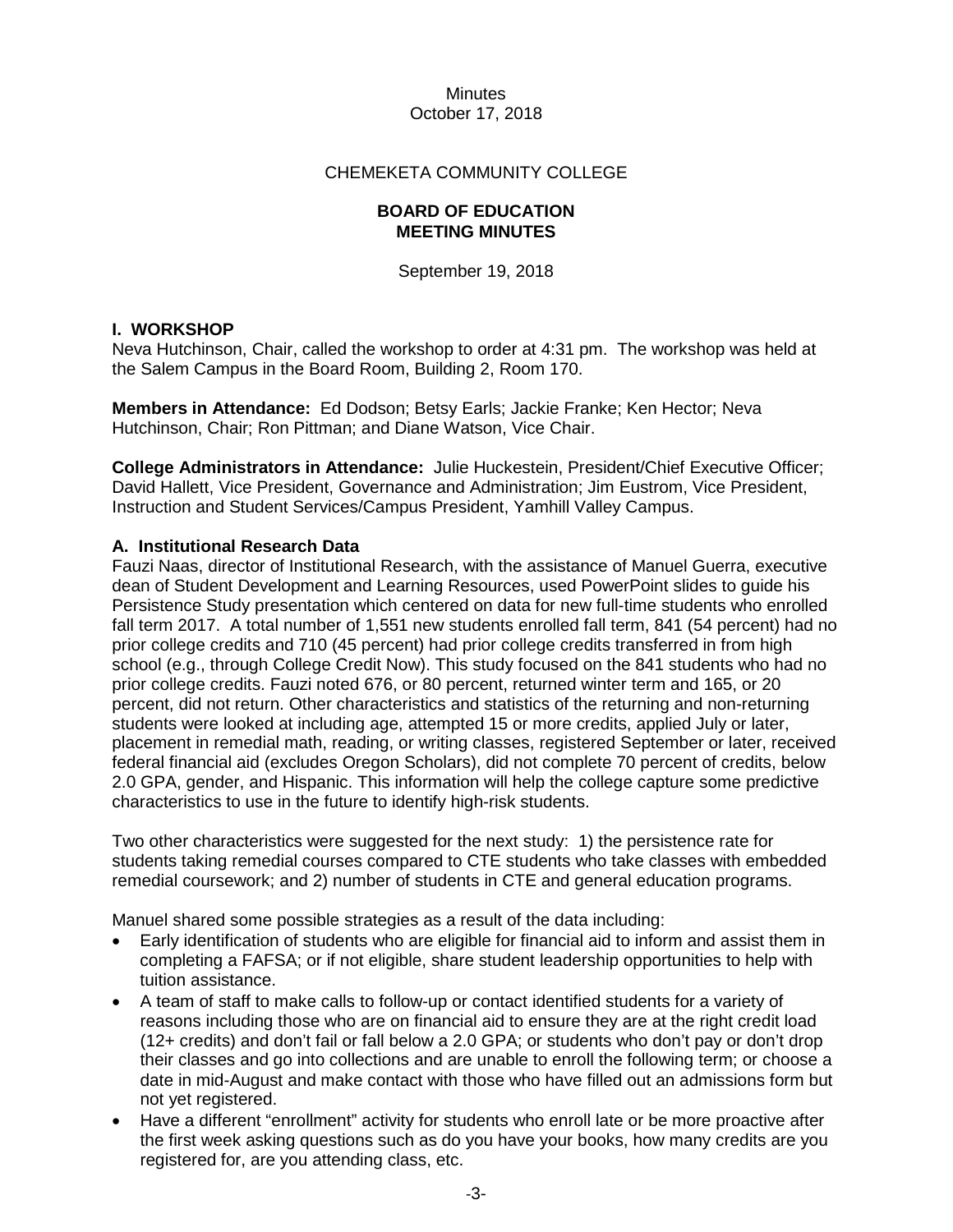Minutes
October 17, 2018

CHEMEKETA COMMUNITY COLLEGE

**BOARD OF EDUCATION**
**MEETING MINUTES**

September 19, 2018

## I. WORKSHOP

Neva Hutchinson, Chair, called the workshop to order at 4:31 pm. The workshop was held at the Salem Campus in the Board Room, Building 2, Room 170.

**Members in Attendance:** Ed Dodson; Betsy Earls; Jackie Franke; Ken Hector; Neva Hutchinson, Chair; Ron Pittman; and Diane Watson, Vice Chair.

**College Administrators in Attendance:** Julie Huckestein, President/Chief Executive Officer; David Hallett, Vice President, Governance and Administration; Jim Eustrom, Vice President, Instruction and Student Services/Campus President, Yamhill Valley Campus.

### A. Institutional Research Data

Fauzi Naas, director of Institutional Research, with the assistance of Manuel Guerra, executive dean of Student Development and Learning Resources, used PowerPoint slides to guide his Persistence Study presentation which centered on data for new full-time students who enrolled fall term 2017. A total number of 1,551 new students enrolled fall term, 841 (54 percent) had no prior college credits and 710 (45 percent) had prior college credits transferred in from high school (e.g., through College Credit Now). This study focused on the 841 students who had no prior college credits. Fauzi noted 676, or 80 percent, returned winter term and 165, or 20 percent, did not return. Other characteristics and statistics of the returning and non-returning students were looked at including age, attempted 15 or more credits, applied July or later, placement in remedial math, reading, or writing classes, registered September or later, received federal financial aid (excludes Oregon Scholars), did not complete 70 percent of credits, below 2.0 GPA, gender, and Hispanic. This information will help the college capture some predictive characteristics to use in the future to identify high-risk students.

Two other characteristics were suggested for the next study: 1) the persistence rate for students taking remedial courses compared to CTE students who take classes with embedded remedial coursework; and 2) number of students in CTE and general education programs.

Manuel shared some possible strategies as a result of the data including:

- Early identification of students who are eligible for financial aid to inform and assist them in completing a FAFSA; or if not eligible, share student leadership opportunities to help with tuition assistance.
- A team of staff to make calls to follow-up or contact identified students for a variety of reasons including those who are on financial aid to ensure they are at the right credit load (12+ credits) and don't fail or fall below a 2.0 GPA; or students who don't pay or don't drop their classes and go into collections and are unable to enroll the following term; or choose a date in mid-August and make contact with those who have filled out an admissions form but not yet registered.
- Have a different "enrollment" activity for students who enroll late or be more proactive after the first week asking questions such as do you have your books, how many credits are you registered for, are you attending class, etc.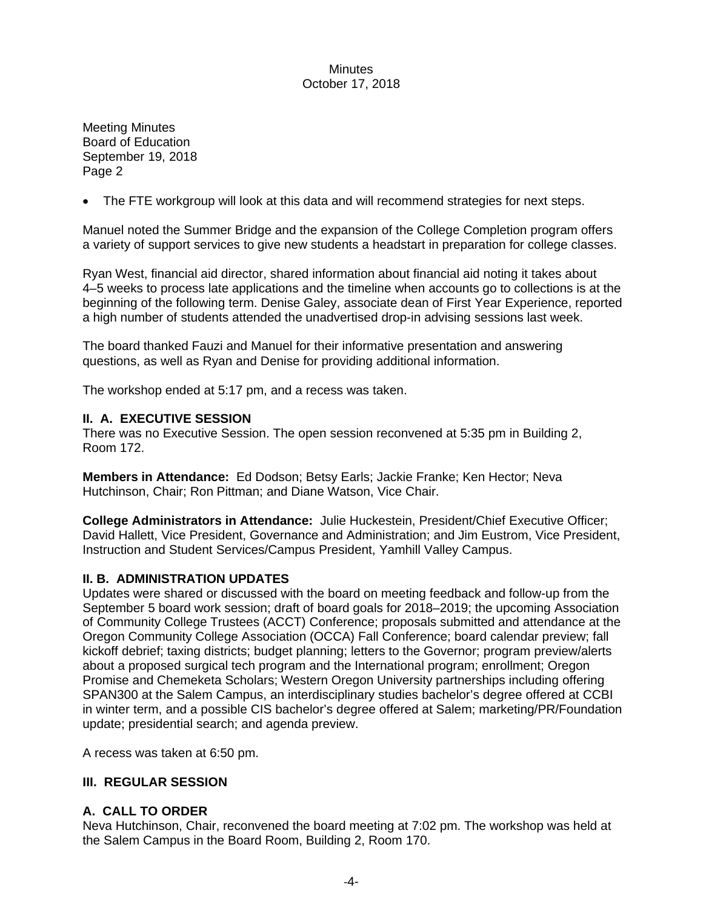Meeting Minutes
Board of Education
September 19, 2018
Page 2

- The FTE workgroup will look at this data and will recommend strategies for next steps.

Manuel noted the Summer Bridge and the expansion of the College Completion program offers a variety of support services to give new students a headstart in preparation for college classes.

Ryan West, financial aid director, shared information about financial aid noting it takes about 4–5 weeks to process late applications and the timeline when accounts go to collections is at the beginning of the following term. Denise Galey, associate dean of First Year Experience, reported a high number of students attended the unadvertised drop-in advising sessions last week.

The board thanked Fauzi and Manuel for their informative presentation and answering questions, as well as Ryan and Denise for providing additional information.

The workshop ended at 5:17 pm, and a recess was taken.

**II. A. EXECUTIVE SESSION**
There was no Executive Session. The open session reconvened at 5:35 pm in Building 2, Room 172.

**Members in Attendance:** Ed Dodson; Betsy Earls; Jackie Franke; Ken Hector; Neva Hutchinson, Chair; Ron Pittman; and Diane Watson, Vice Chair.

**College Administrators in Attendance:** Julie Huckestein, President/Chief Executive Officer; David Hallett, Vice President, Governance and Administration; and Jim Eustrom, Vice President, Instruction and Student Services/Campus President, Yamhill Valley Campus.

**II. B. ADMINISTRATION UPDATES**
Updates were shared or discussed with the board on meeting feedback and follow-up from the September 5 board work session; draft of board goals for 2018–2019; the upcoming Association of Community College Trustees (ACCT) Conference; proposals submitted and attendance at the Oregon Community College Association (OCCA) Fall Conference; board calendar preview; fall kickoff debrief; taxing districts; budget planning; letters to the Governor; program preview/alerts about a proposed surgical tech program and the International program; enrollment; Oregon Promise and Chemeketa Scholars; Western Oregon University partnerships including offering SPAN300 at the Salem Campus, an interdisciplinary studies bachelor's degree offered at CCBI in winter term, and a possible CIS bachelor's degree offered at Salem; marketing/PR/Foundation update; presidential search; and agenda preview.

A recess was taken at 6:50 pm.

**III. REGULAR SESSION**

**A. CALL TO ORDER**
Neva Hutchinson, Chair, reconvened the board meeting at 7:02 pm. The workshop was held at the Salem Campus in the Board Room, Building 2, Room 170.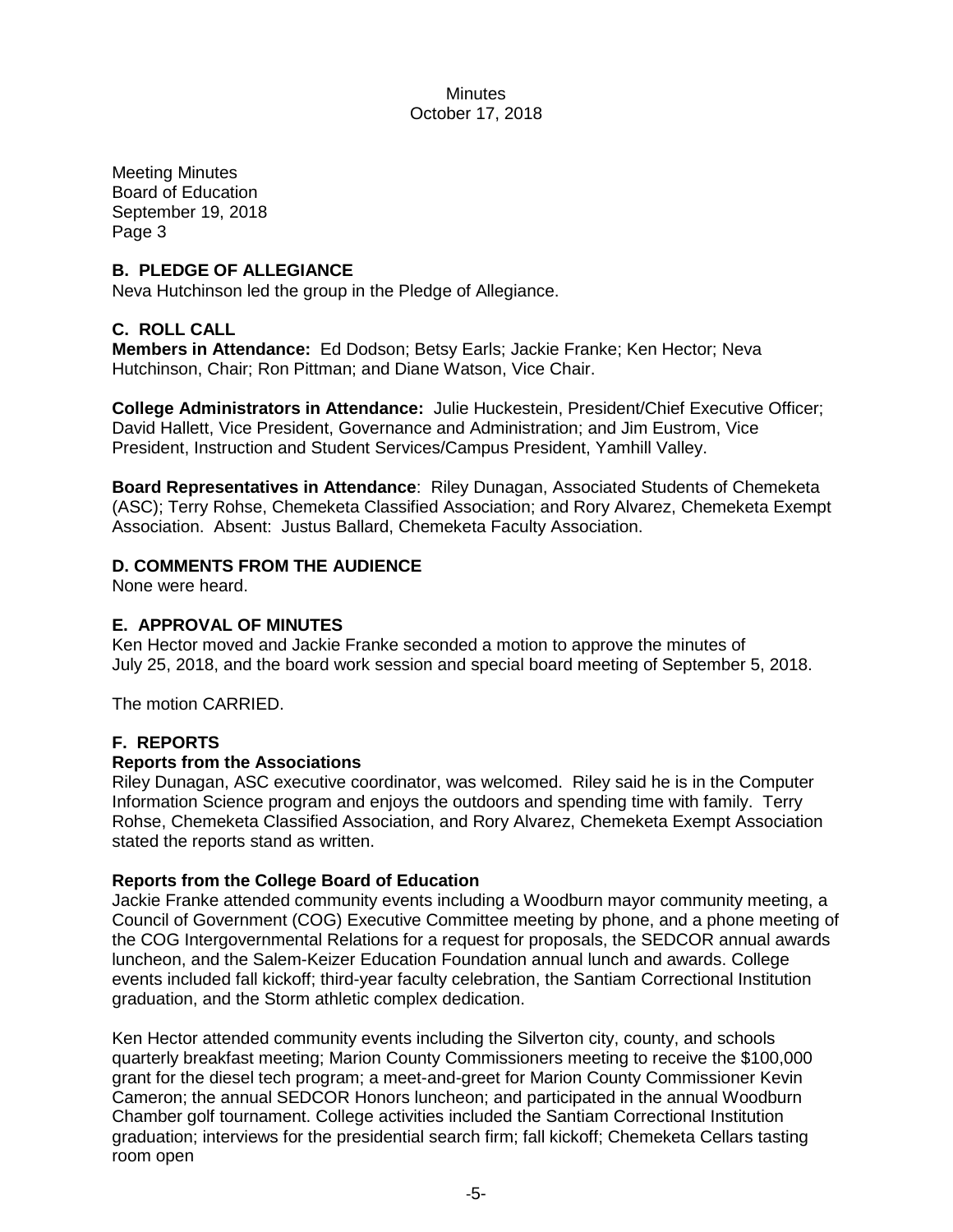Meeting Minutes
Board of Education
September 19, 2018
Page 3

**B. PLEDGE OF ALLEGIANCE**

Neva Hutchinson led the group in the Pledge of Allegiance.

**C. ROLL CALL**

**Members in Attendance:** Ed Dodson; Betsy Earls; Jackie Franke; Ken Hector; Neva Hutchinson, Chair; Ron Pittman; and Diane Watson, Vice Chair.

**College Administrators in Attendance:** Julie Huckestein, President/Chief Executive Officer; David Hallett, Vice President, Governance and Administration; and Jim Eustrom, Vice President, Instruction and Student Services/Campus President, Yamhill Valley.

**Board Representatives in Attendance**: Riley Dunagan, Associated Students of Chemeketa (ASC); Terry Rohse, Chemeketa Classified Association; and Rory Alvarez, Chemeketa Exempt Association. Absent: Justus Ballard, Chemeketa Faculty Association.

**D. COMMENTS FROM THE AUDIENCE**

None were heard.

**E. APPROVAL OF MINUTES**

Ken Hector moved and Jackie Franke seconded a motion to approve the minutes of July 25, 2018, and the board work session and special board meeting of September 5, 2018.

The motion CARRIED.

**F. REPORTS**

**Reports from the Associations**

Riley Dunagan, ASC executive coordinator, was welcomed. Riley said he is in the Computer Information Science program and enjoys the outdoors and spending time with family. Terry Rohse, Chemeketa Classified Association, and Rory Alvarez, Chemeketa Exempt Association stated the reports stand as written.

**Reports from the College Board of Education**

Jackie Franke attended community events including a Woodburn mayor community meeting, a Council of Government (COG) Executive Committee meeting by phone, and a phone meeting of the COG Intergovernmental Relations for a request for proposals, the SEDCOR annual awards luncheon, and the Salem-Keizer Education Foundation annual lunch and awards. College events included fall kickoff; third-year faculty celebration, the Santiam Correctional Institution graduation, and the Storm athletic complex dedication.

Ken Hector attended community events including the Silverton city, county, and schools quarterly breakfast meeting; Marion County Commissioners meeting to receive the $100,000 grant for the diesel tech program; a meet-and-greet for Marion County Commissioner Kevin Cameron; the annual SEDCOR Honors luncheon; and participated in the annual Woodburn Chamber golf tournament. College activities included the Santiam Correctional Institution graduation; interviews for the presidential search firm; fall kickoff; Chemeketa Cellars tasting room open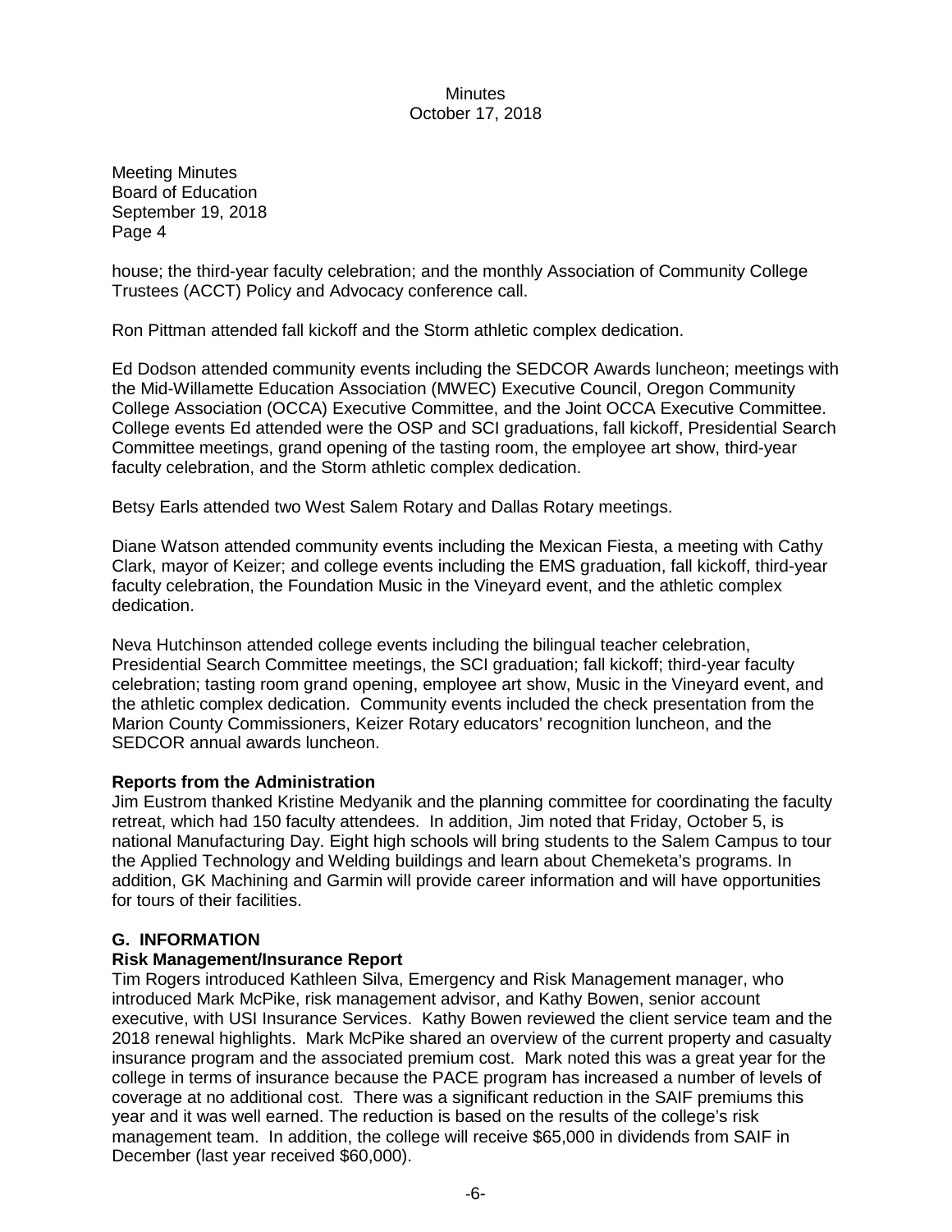house; the third-year faculty celebration; and the monthly Association of Community College Trustees (ACCT) Policy and Advocacy conference call.

Ron Pittman attended fall kickoff and the Storm athletic complex dedication.

Ed Dodson attended community events including the SEDCOR Awards luncheon; meetings with the Mid-Willamette Education Association (MWEC) Executive Council, Oregon Community College Association (OCCA) Executive Committee, and the Joint OCCA Executive Committee. College events Ed attended were the OSP and SCI graduations, fall kickoff, Presidential Search Committee meetings, grand opening of the tasting room, the employee art show, third-year faculty celebration, and the Storm athletic complex dedication.

Betsy Earls attended two West Salem Rotary and Dallas Rotary meetings.

Diane Watson attended community events including the Mexican Fiesta, a meeting with Cathy Clark, mayor of Keizer; and college events including the EMS graduation, fall kickoff, third-year faculty celebration, the Foundation Music in the Vineyard event, and the athletic complex dedication.

Neva Hutchinson attended college events including the bilingual teacher celebration, Presidential Search Committee meetings, the SCI graduation; fall kickoff; third-year faculty celebration; tasting room grand opening, employee art show, Music in the Vineyard event, and the athletic complex dedication. Community events included the check presentation from the Marion County Commissioners, Keizer Rotary educators' recognition luncheon, and the SEDCOR annual awards luncheon.

**Reports from the Administration**

Jim Eustrom thanked Kristine Medyanik and the planning committee for coordinating the faculty retreat, which had 150 faculty attendees. In addition, Jim noted that Friday, October 5, is national Manufacturing Day. Eight high schools will bring students to the Salem Campus to tour the Applied Technology and Welding buildings and learn about Chemeketa's programs. In addition, GK Machining and Garmin will provide career information and will have opportunities for tours of their facilities.

## G. INFORMATION

**Risk Management/Insurance Report**

Tim Rogers introduced Kathleen Silva, Emergency and Risk Management manager, who introduced Mark McPike, risk management advisor, and Kathy Bowen, senior account executive, with USI Insurance Services. Kathy Bowen reviewed the client service team and the 2018 renewal highlights. Mark McPike shared an overview of the current property and casualty insurance program and the associated premium cost. Mark noted this was a great year for the college in terms of insurance because the PACE program has increased a number of levels of coverage at no additional cost. There was a significant reduction in the SAIF premiums this year and it was well earned. The reduction is based on the results of the college's risk management team. In addition, the college will receive $65,000 in dividends from SAIF in December (last year received $60,000).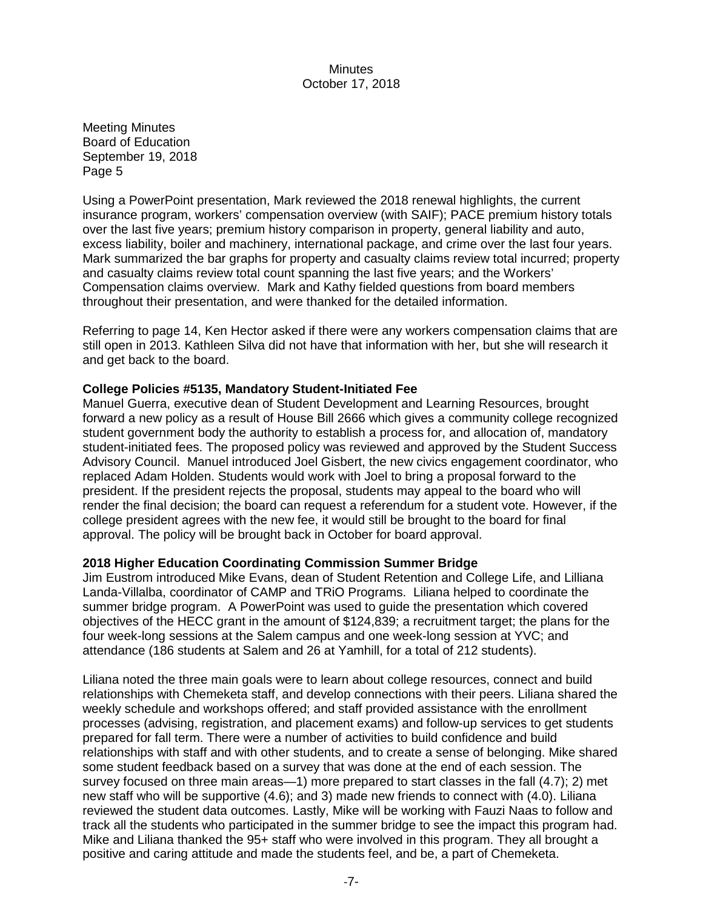Meeting Minutes
Board of Education
September 19, 2018
Page 5

Using a PowerPoint presentation, Mark reviewed the 2018 renewal highlights, the current insurance program, workers' compensation overview (with SAIF); PACE premium history totals over the last five years; premium history comparison in property, general liability and auto, excess liability, boiler and machinery, international package, and crime over the last four years. Mark summarized the bar graphs for property and casualty claims review total incurred; property and casualty claims review total count spanning the last five years; and the Workers' Compensation claims overview. Mark and Kathy fielded questions from board members throughout their presentation, and were thanked for the detailed information.

Referring to page 14, Ken Hector asked if there were any workers compensation claims that are still open in 2013. Kathleen Silva did not have that information with her, but she will research it and get back to the board.

**College Policies #5135, Mandatory Student-Initiated Fee**

Manuel Guerra, executive dean of Student Development and Learning Resources, brought forward a new policy as a result of House Bill 2666 which gives a community college recognized student government body the authority to establish a process for, and allocation of, mandatory student-initiated fees. The proposed policy was reviewed and approved by the Student Success Advisory Council. Manuel introduced Joel Gisbert, the new civics engagement coordinator, who replaced Adam Holden. Students would work with Joel to bring a proposal forward to the president. If the president rejects the proposal, students may appeal to the board who will render the final decision; the board can request a referendum for a student vote. However, if the college president agrees with the new fee, it would still be brought to the board for final approval. The policy will be brought back in October for board approval.

**2018 Higher Education Coordinating Commission Summer Bridge**

Jim Eustrom introduced Mike Evans, dean of Student Retention and College Life, and Lilliana Landa-Villalba, coordinator of CAMP and TRiO Programs. Liliana helped to coordinate the summer bridge program. A PowerPoint was used to guide the presentation which covered objectives of the HECC grant in the amount of $124,839; a recruitment target; the plans for the four week-long sessions at the Salem campus and one week-long session at YVC; and attendance (186 students at Salem and 26 at Yamhill, for a total of 212 students).

Liliana noted the three main goals were to learn about college resources, connect and build relationships with Chemeketa staff, and develop connections with their peers. Liliana shared the weekly schedule and workshops offered; and staff provided assistance with the enrollment processes (advising, registration, and placement exams) and follow-up services to get students prepared for fall term. There were a number of activities to build confidence and build relationships with staff and with other students, and to create a sense of belonging. Mike shared some student feedback based on a survey that was done at the end of each session. The survey focused on three main areas—1) more prepared to start classes in the fall (4.7); 2) met new staff who will be supportive (4.6); and 3) made new friends to connect with (4.0). Liliana reviewed the student data outcomes. Lastly, Mike will be working with Fauzi Naas to follow and track all the students who participated in the summer bridge to see the impact this program had. Mike and Liliana thanked the 95+ staff who were involved in this program. They all brought a positive and caring attitude and made the students feel, and be, a part of Chemeketa.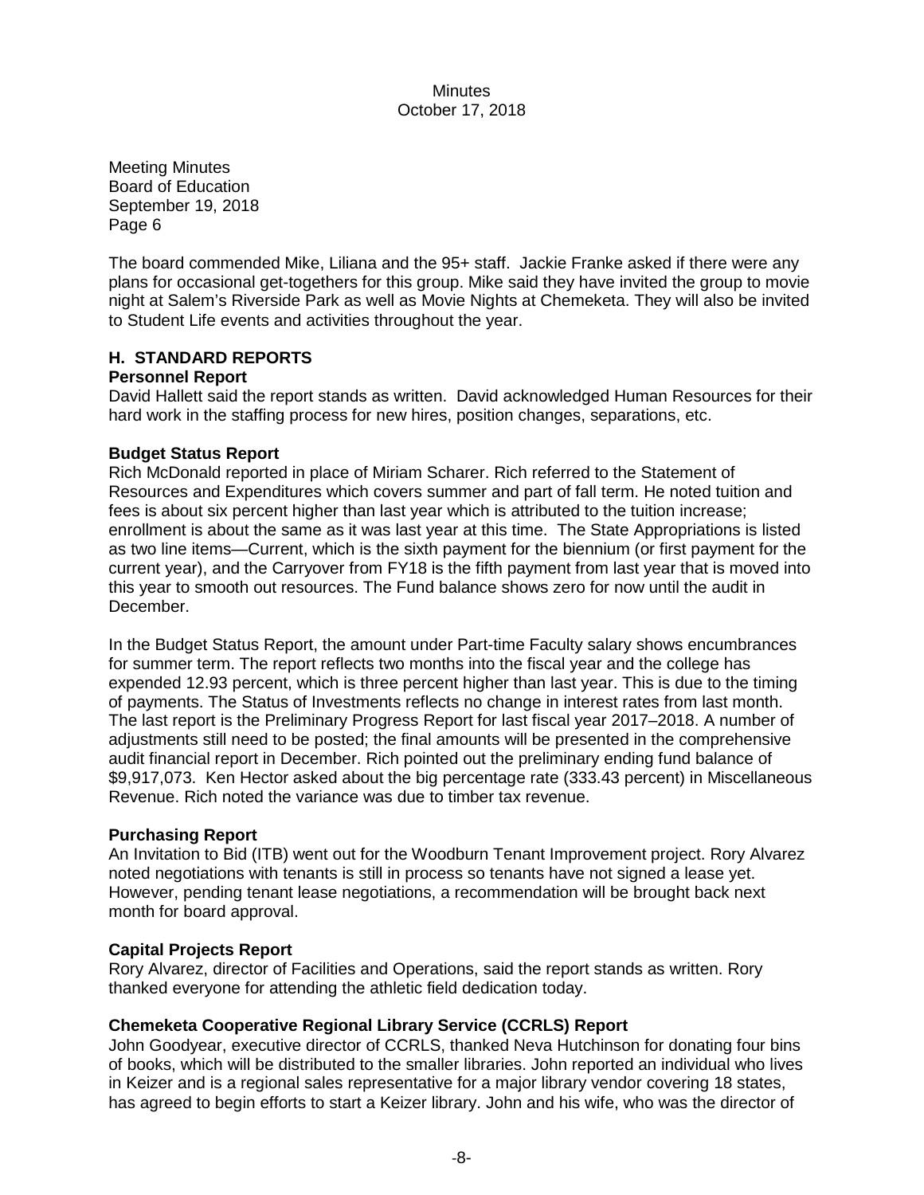Meeting Minutes
Board of Education
September 19, 2018
Page 6

The board commended Mike, Liliana and the 95+ staff. Jackie Franke asked if there were any plans for occasional get-togethers for this group. Mike said they have invited the group to movie night at Salem's Riverside Park as well as Movie Nights at Chemeketa. They will also be invited to Student Life events and activities throughout the year.

## H. STANDARD REPORTS

### Personnel Report

David Hallett said the report stands as written. David acknowledged Human Resources for their hard work in the staffing process for new hires, position changes, separations, etc.

### Budget Status Report

Rich McDonald reported in place of Miriam Scharer. Rich referred to the Statement of Resources and Expenditures which covers summer and part of fall term. He noted tuition and fees is about six percent higher than last year which is attributed to the tuition increase; enrollment is about the same as it was last year at this time. The State Appropriations is listed as two line items—Current, which is the sixth payment for the biennium (or first payment for the current year), and the Carryover from FY18 is the fifth payment from last year that is moved into this year to smooth out resources. The Fund balance shows zero for now until the audit in December.

In the Budget Status Report, the amount under Part-time Faculty salary shows encumbrances for summer term. The report reflects two months into the fiscal year and the college has expended 12.93 percent, which is three percent higher than last year. This is due to the timing of payments. The Status of Investments reflects no change in interest rates from last month. The last report is the Preliminary Progress Report for last fiscal year 2017–2018. A number of adjustments still need to be posted; the final amounts will be presented in the comprehensive audit financial report in December. Rich pointed out the preliminary ending fund balance of $9,917,073. Ken Hector asked about the big percentage rate (333.43 percent) in Miscellaneous Revenue. Rich noted the variance was due to timber tax revenue.

### Purchasing Report

An Invitation to Bid (ITB) went out for the Woodburn Tenant Improvement project. Rory Alvarez noted negotiations with tenants is still in process so tenants have not signed a lease yet. However, pending tenant lease negotiations, a recommendation will be brought back next month for board approval.

### Capital Projects Report

Rory Alvarez, director of Facilities and Operations, said the report stands as written. Rory thanked everyone for attending the athletic field dedication today.

### Chemeketa Cooperative Regional Library Service (CCRLS) Report

John Goodyear, executive director of CCRLS, thanked Neva Hutchinson for donating four bins of books, which will be distributed to the smaller libraries. John reported an individual who lives in Keizer and is a regional sales representative for a major library vendor covering 18 states, has agreed to begin efforts to start a Keizer library. John and his wife, who was the director of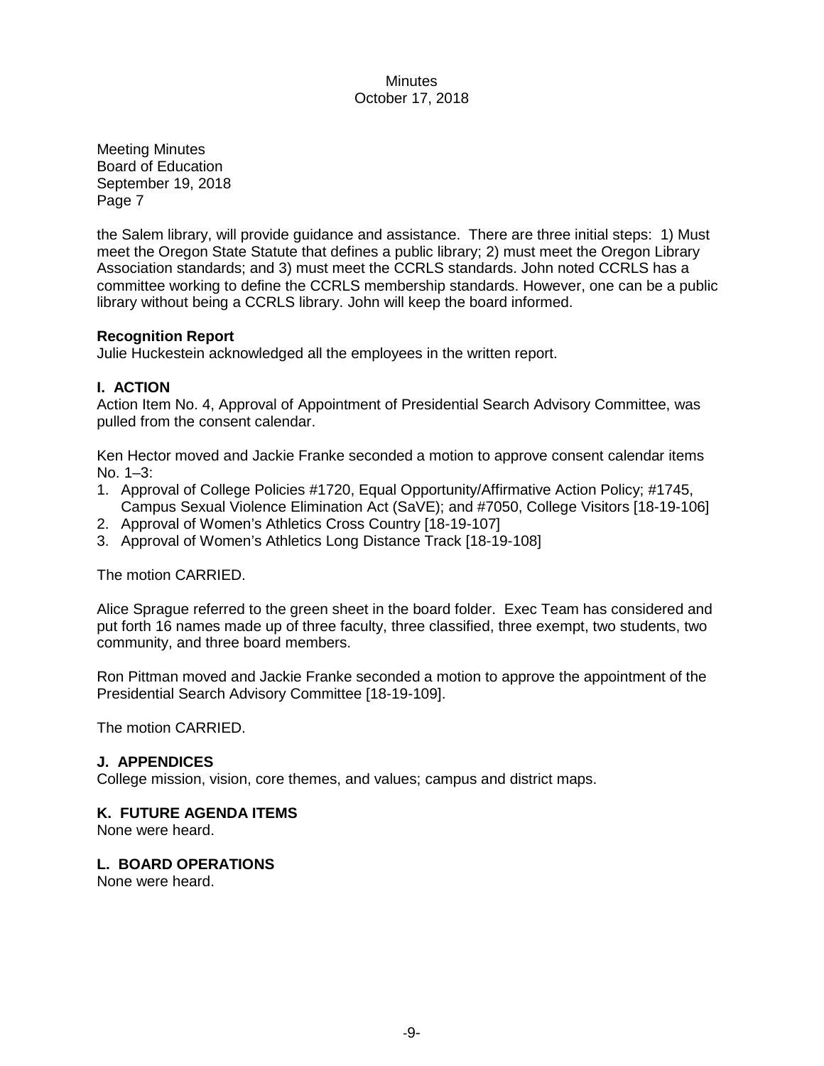Meeting Minutes
Board of Education
September 19, 2018
Page 7

the Salem library, will provide guidance and assistance. There are three initial steps: 1) Must meet the Oregon State Statute that defines a public library; 2) must meet the Oregon Library Association standards; and 3) must meet the CCRLS standards. John noted CCRLS has a committee working to define the CCRLS membership standards. However, one can be a public library without being a CCRLS library. John will keep the board informed.

**Recognition Report**
Julie Huckestein acknowledged all the employees in the written report.

**I. ACTION**
Action Item No. 4, Approval of Appointment of Presidential Search Advisory Committee, was pulled from the consent calendar.

Ken Hector moved and Jackie Franke seconded a motion to approve consent calendar items No. 1–3:

1. Approval of College Policies #1720, Equal Opportunity/Affirmative Action Policy; #1745, Campus Sexual Violence Elimination Act (SaVE); and #7050, College Visitors [18-19-106]
2. Approval of Women's Athletics Cross Country [18-19-107]
3. Approval of Women's Athletics Long Distance Track [18-19-108]

The motion CARRIED.

Alice Sprague referred to the green sheet in the board folder. Exec Team has considered and put forth 16 names made up of three faculty, three classified, three exempt, two students, two community, and three board members.

Ron Pittman moved and Jackie Franke seconded a motion to approve the appointment of the Presidential Search Advisory Committee [18-19-109].

The motion CARRIED.

**J. APPENDICES**
College mission, vision, core themes, and values; campus and district maps.

**K. FUTURE AGENDA ITEMS**
None were heard.

**L. BOARD OPERATIONS**
None were heard.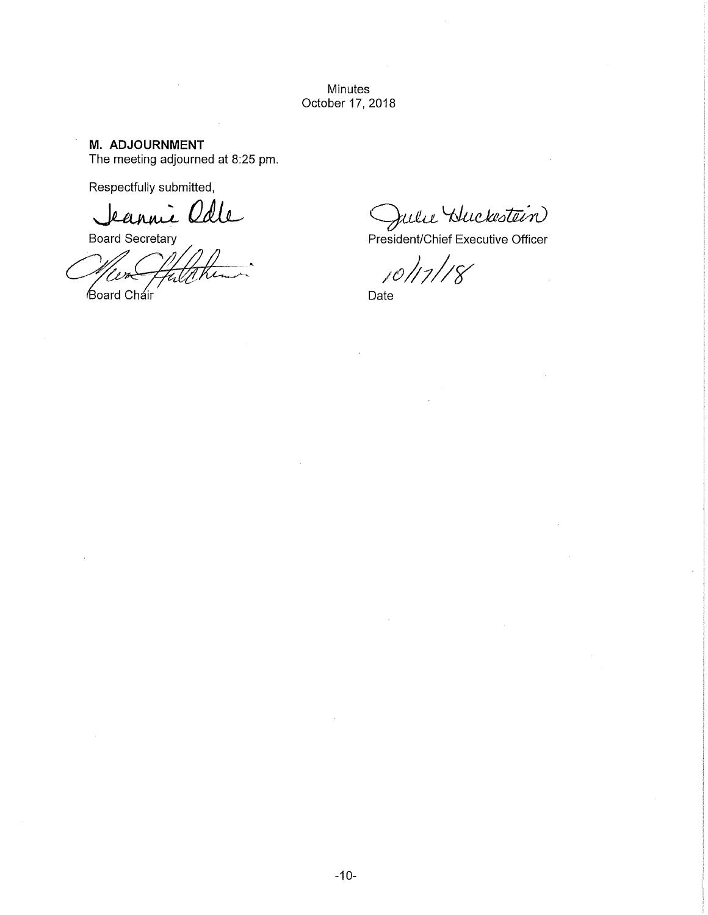Minutes
October 17, 2018

**M. ADJOURNMENT**
The meeting adjourned at 8:25 pm.

Respectfully submitted,

Jeannie Odle

Board Secretary

Board Chair

Julie Huckestein

President/Chief Executive Officer

10/17/18

Date